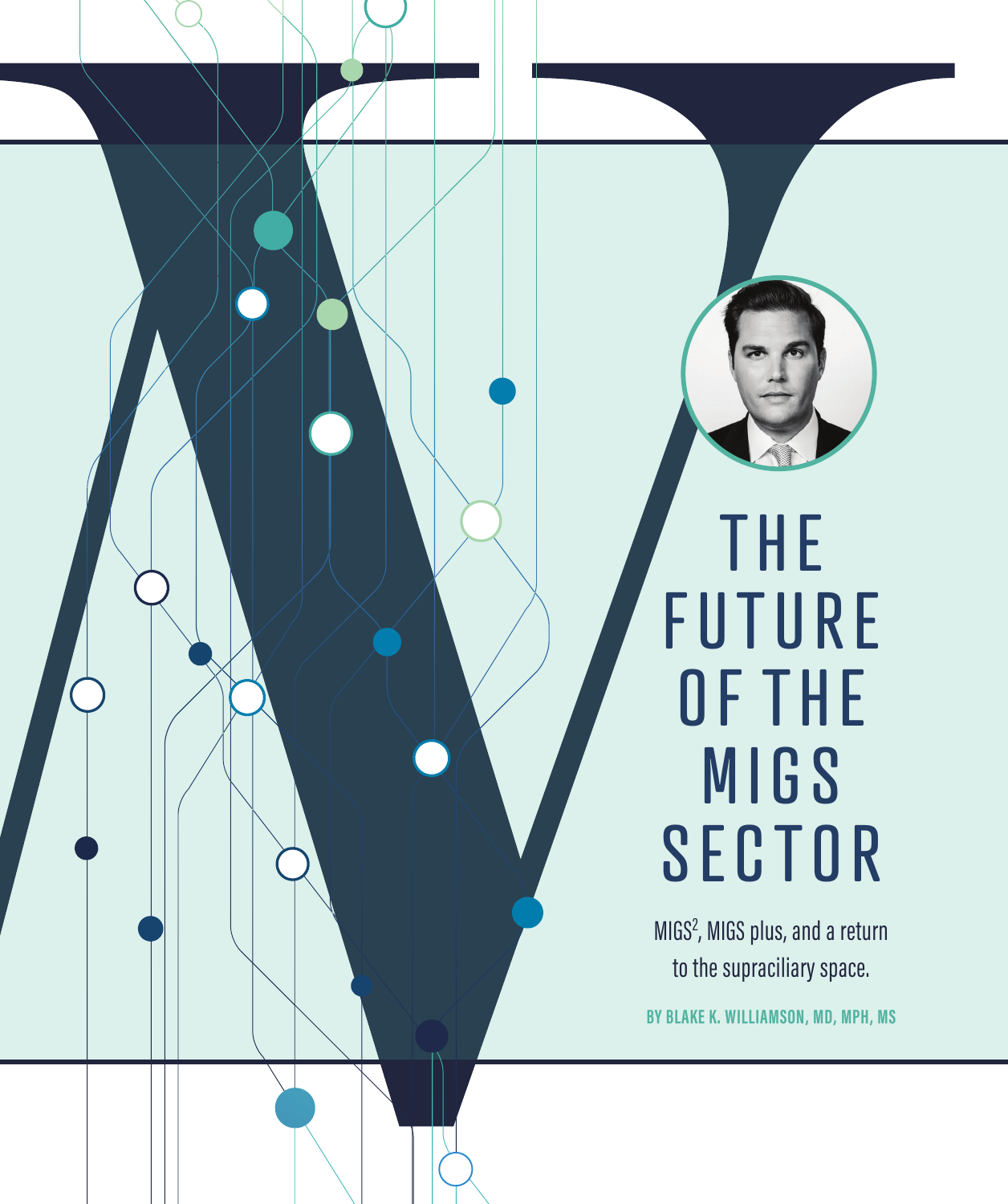# THE FUTURE OF THE MIGS SECTOR

MIGS$^2$, MIGS plus, and a return to the supraciliary space.

**BY BLAKE K. WILLIAMSON, MD, MPH, MS**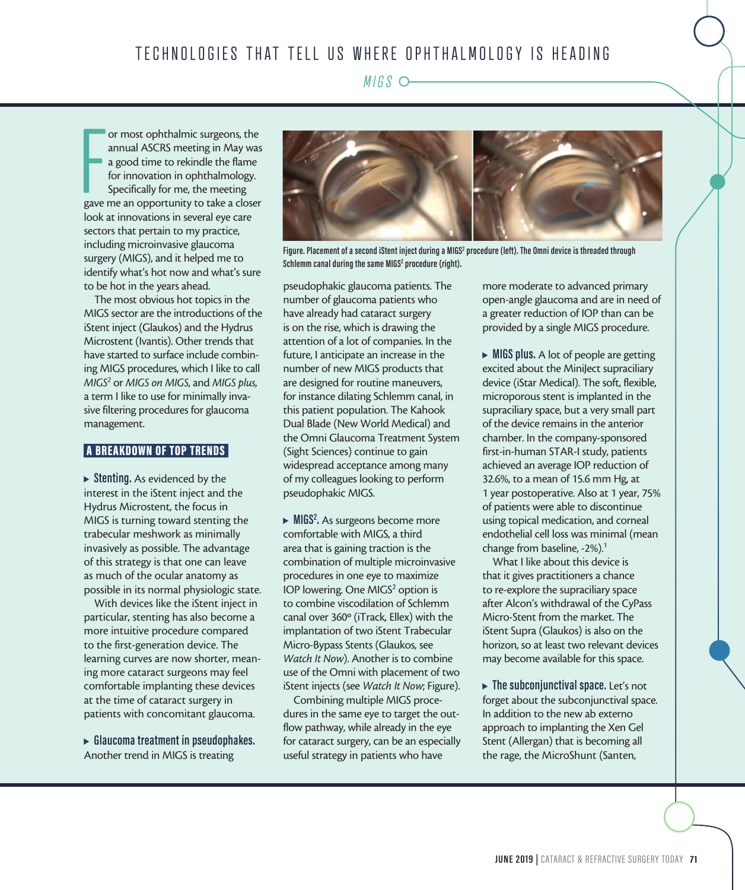For most ophthalmic surgeons, the annual ASCRS meeting in May was a good time to rekindle the flame for innovation in ophthalmology. Specifically for me, the meeting gave me an opportunity to take a closer look at innovations in several eye care sectors that pertain to my practice, including microinvasive glaucoma surgery (MIGS), and it helped me to identify what's hot now and what's sure to be hot in the years ahead.

The most obvious hot topics in the MIGS sector are the introductions of the iStent inject (Glaukos) and the Hydrus Microstent (Ivantis). Other trends that have started to surface include combining MIGS procedures, which I like to call *MIGS$^2$* or *MIGS on MIGS*, and *MIGS plus*, a term I like to use for minimally invasive filtering procedures for glaucoma management.

## A BREAKDOWN OF TOP TRENDS

**Stenting.** As evidenced by the interest in the iStent inject and the Hydrus Microstent, the focus in MIGS is turning toward stenting the trabecular meshwork as minimally invasively as possible. The advantage of this strategy is that one can leave as much of the ocular anatomy as possible in its normal physiologic state.

With devices like the iStent inject in particular, stenting has also become a more intuitive procedure compared to the first-generation device. The learning curves are now shorter, meaning more cataract surgeons may feel comfortable implanting these devices at the time of cataract surgery in patients with concomitant glaucoma.

**Glaucoma treatment in pseudophakes.** Another trend in MIGS is treating pseudophakic glaucoma patients. The number of glaucoma patients who have already had cataract surgery is on the rise, which is drawing the attention of a lot of companies. In the future, I anticipate an increase in the number of new MIGS products that are designed for routine maneuvers, for instance dilating Schlemm canal, in this patient population. The Kahook Dual Blade (New World Medical) and the Omni Glaucoma Treatment System (Sight Sciences) continue to gain widespread acceptance among many of my colleagues looking to perform pseudophakic MIGS.

Figure. Placement of a second iStent inject during a MIGS$^2$ procedure (left). The Omni device is threaded through Schlemm canal during the same MIGS$^2$ procedure (right).

**MIGS$^2$.** As surgeons become more comfortable with MIGS, a third area that is gaining traction is the combination of multiple microinvasive procedures in one eye to maximize IOP lowering. One MIGS$^2$ option is to combine viscodilation of Schlemm canal over 360º (iTrack, Ellex) with the implantation of two iStent Trabecular Micro-Bypass Stents (Glaukos, see *Watch It Now*). Another is to combine use of the Omni with placement of two iStent injects (see *Watch It Now*; Figure).

Combining multiple MIGS procedures in the same eye to target the outflow pathway, while already in the eye for cataract surgery, can be an especially useful strategy in patients who have more moderate to advanced primary open-angle glaucoma and are in need of a greater reduction of IOP than can be provided by a single MIGS procedure.

**MIGS plus.** A lot of people are getting excited about the MiniJect supraciliary device (iStar Medical). The soft, flexible, microporous stent is implanted in the supraciliary space, but a very small part of the device remains in the anterior chamber. In the company-sponsored first-in-human STAR-I study, patients achieved an average IOP reduction of 32.6%, to a mean of 15.6 mm Hg, at 1 year postoperative. Also at 1 year, 75% of patients were able to discontinue using topical medication, and corneal endothelial cell loss was minimal (mean change from baseline, -2%).[1]

What I like about this device is that it gives practitioners a chance to re-explore the supraciliary space after Alcon's withdrawal of the CyPass Micro-Stent from the market. The iStent Supra (Glaukos) is also on the horizon, so at least two relevant devices may become available for this space.

**The subconjunctival space.** Let's not forget about the subconjunctival space. In addition to the new ab externo approach to implanting the Xen Gel Stent (Allergan) that is becoming all the rage, the MicroShunt (Santen,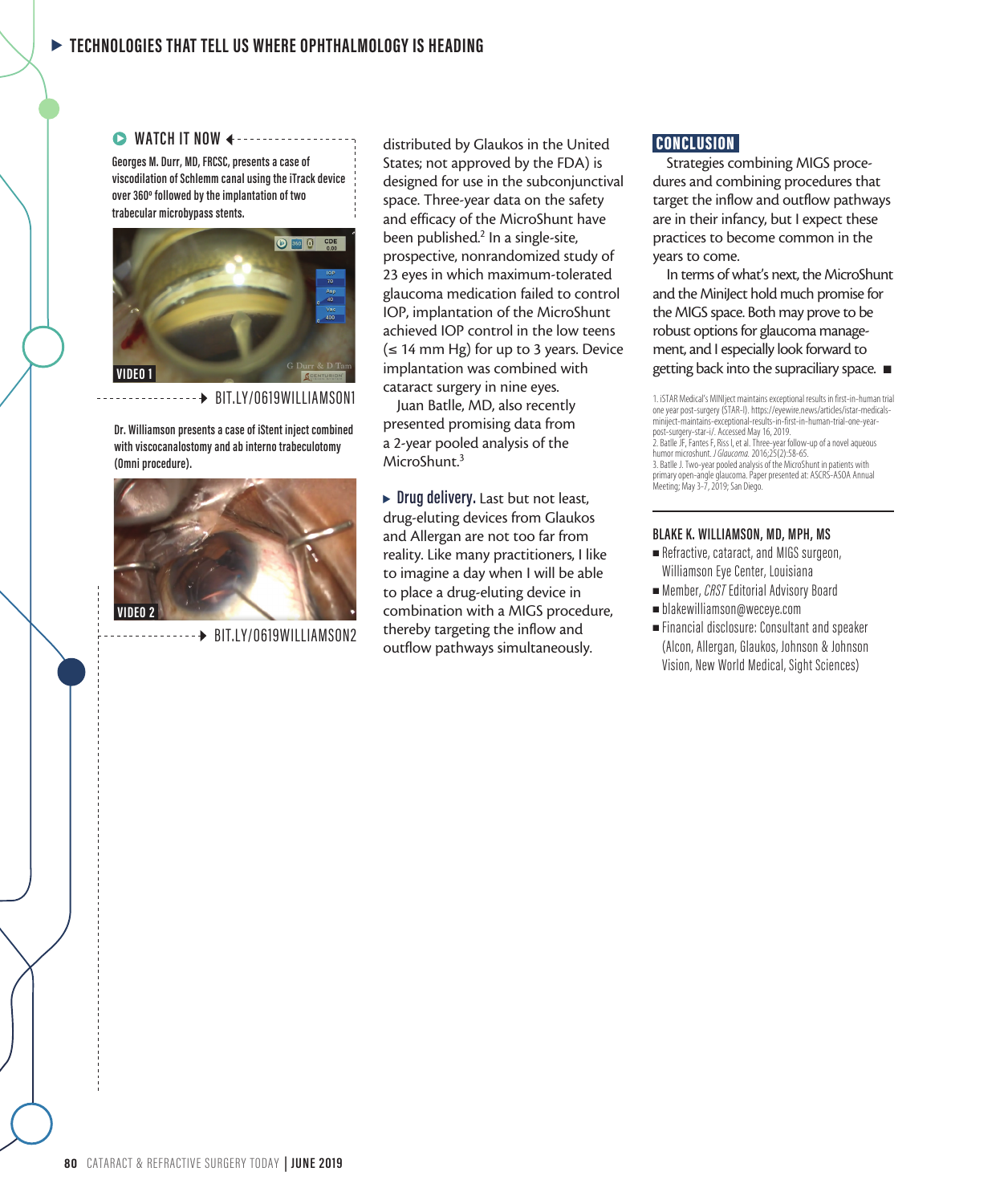WATCH IT NOW

Georges M. Durr, MD, FRCSC, presents a case of viscodilation of Schlemm canal using the iTrack device over 360º followed by the implantation of two trabecular microbypass stents.

VIDEO 1

BIT.LY/0619WILLIAMSON1

Dr. Williamson presents a case of iStent inject combined with viscocanalostomy and ab interno trabeculotomy (Omni procedure).

VIDEO 2

BIT.LY/0619WILLIAMSON2

distributed by Glaukos in the United States; not approved by the FDA) is designed for use in the subconjunctival space. Three-year data on the safety and efficacy of the MicroShunt have been published.[2] In a single-site, prospective, nonrandomized study of 23 eyes in which maximum-tolerated glaucoma medication failed to control IOP, implantation of the MicroShunt achieved IOP control in the low teens (≤ 14 mm Hg) for up to 3 years. Device implantation was combined with cataract surgery in nine eyes.

Juan Batlle, MD, also recently presented promising data from a 2-year pooled analysis of the MicroShunt.[3]

**Drug delivery.** Last but not least, drug-eluting devices from Glaukos and Allergan are not too far from reality. Like many practitioners, I like to imagine a day when I will be able to place a drug-eluting device in combination with a MIGS procedure, thereby targeting the inflow and outflow pathways simultaneously.

## CONCLUSION

Strategies combining MIGS procedures and combining procedures that target the inflow and outflow pathways are in their infancy, but I expect these practices to become common in the years to come.

In terms of what's next, the MicroShunt and the MiniJect hold much promise for the MIGS space. Both may prove to be robust options for glaucoma management, and I especially look forward to getting back into the supraciliary space. ■

1. iSTAR Medical's MINIject maintains exceptional results in first-in-human trial one year post-surgery (STAR-I). https://eyewire.news/articles/istar-medicals-miniject-maintains-exceptional-results-in-first-in-human-trial-one-year-post-surgery-star-i/. Accessed May 16, 2019.
2. Batlle JF, Fantes F, Riss I, et al. Three-year follow-up of a novel aqueous humor microshunt. *J Glaucoma.* 2016;25(2):58-65.
3. Batlle J. Two-year pooled analysis of the MicroShunt in patients with primary open-angle glaucoma. Paper presented at: ASCRS-ASOA Annual Meeting; May 3-7, 2019; San Diego.

**BLAKE K. WILLIAMSON, MD, MPH, MS**
- Refractive, cataract, and MIGS surgeon, Williamson Eye Center, Louisiana
- Member, *CRST* Editorial Advisory Board
- blakewilliamson@weceye.com
- Financial disclosure: Consultant and speaker (Alcon, Allergan, Glaukos, Johnson & Johnson Vision, New World Medical, Sight Sciences)